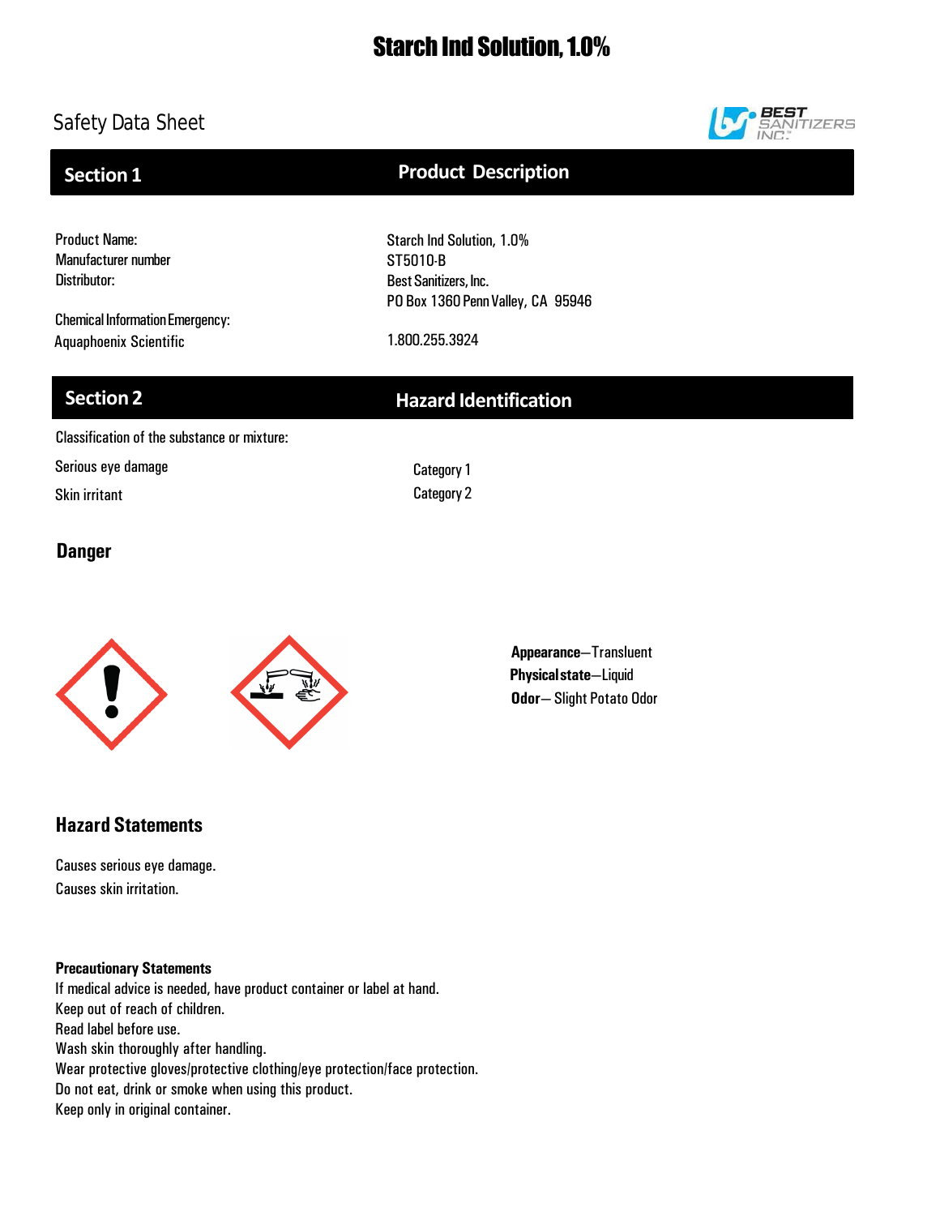# Starch Ind Solution, 1.0%

Safety Data Sheet

BEST SANITIZERS INC.

## Section 1 — Product Description

| | |
|---|---|
| Product Name: | Starch Ind Solution, 1.0% |
| Manufacturer number | ST5010-B |
| Distributor: | Best Sanitizers, Inc. |
| | PO Box 1360 Penn Valley, CA 95946 |
| Chemical Information Emergency: | |
| Aquaphoenix Scientific | 1.800.255.3924 |

## Section 2 — Hazard Identification

Classification of the substance or mixture:

| | |
|---|---|
| Serious eye damage | Category 1 |
| Skin irritant | Category 2 |

### Danger

**Appearance**—Transluent
**Physical state**—Liquid
**Odor**— Slight Potato Odor

### Hazard Statements

Causes serious eye damage.
Causes skin irritation.

**Precautionary Statements**

If medical advice is needed, have product container or label at hand.
Keep out of reach of children.
Read label before use.
Wash skin thoroughly after handling.
Wear protective gloves/protective clothing/eye protection/face protection.
Do not eat, drink or smoke when using this product.
Keep only in original container.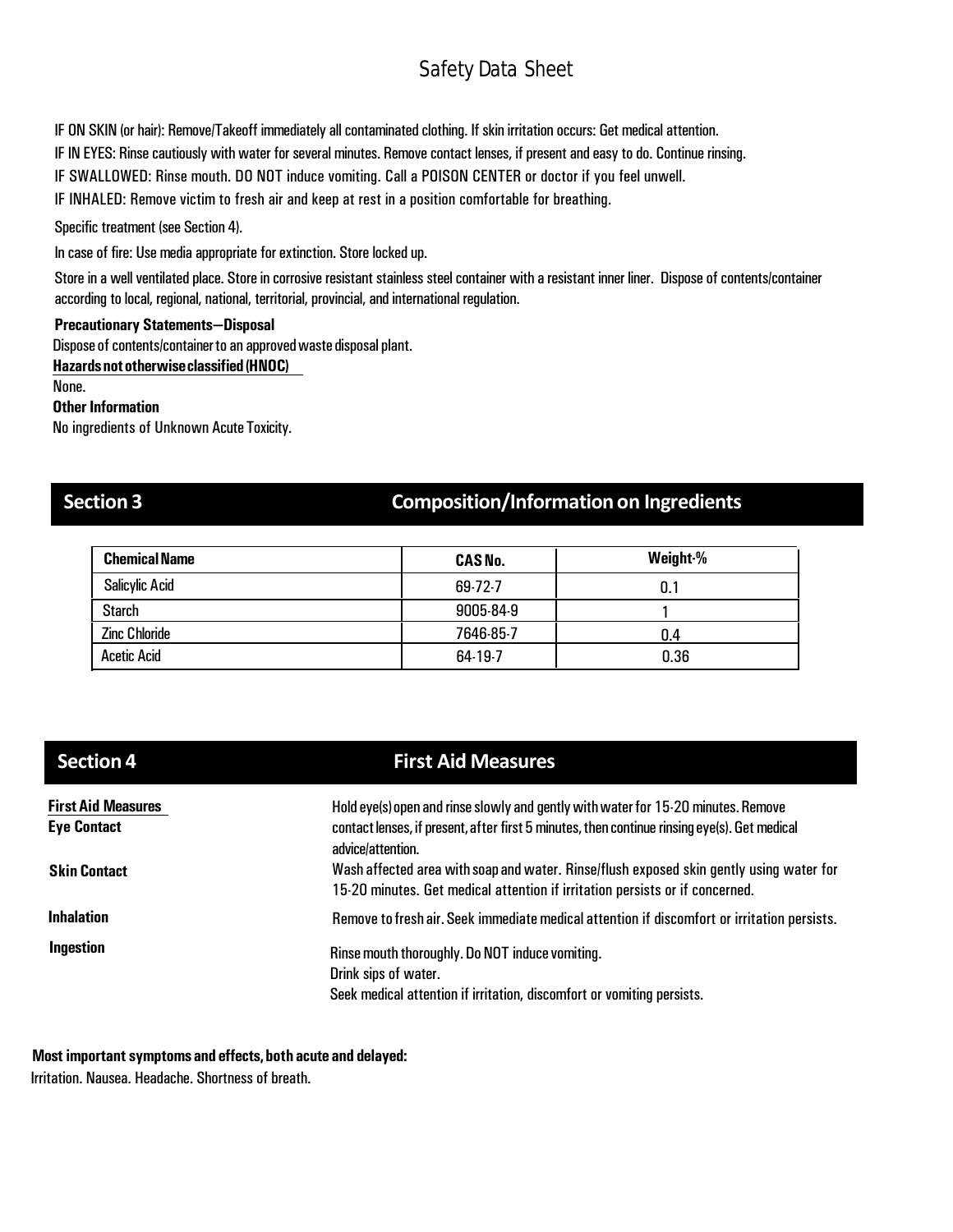IF ON SKIN (or hair): Remove/Takeoff immediately all contaminated clothing. If skin irritation occurs: Get medical attention.

IF IN EYES: Rinse cautiously with water for several minutes. Remove contact lenses, if present and easy to do. Continue rinsing.

IF SWALLOWED: Rinse mouth. DO NOT induce vomiting. Call a POISON CENTER or doctor if you feel unwell.

IF INHALED: Remove victim to fresh air and keep at rest in a position comfortable for breathing.

Specific treatment (see Section 4).

In case of fire: Use media appropriate for extinction. Store locked up.

Store in a well ventilated place. Store in corrosive resistant stainless steel container with a resistant inner liner. Dispose of contents/container according to local, regional, national, territorial, provincial, and international regulation.

**Precautionary Statements—Disposal**

Dispose of contents/container to an approved waste disposal plant.

**Hazards not otherwise classified (HNOC)**

None.

**Other Information**

No ingredients of Unknown Acute Toxicity.

## Section 3 Composition/Information on Ingredients

| Chemical Name | CAS No. | Weight-% |
|---|---|---|
| Salicylic Acid | 69-72-7 | 0.1 |
| Starch | 9005-84-9 | 1 |
| Zinc Chloride | 7646-85-7 | 0.4 |
| Acetic Acid | 64-19-7 | 0.36 |

## Section 4 First Aid Measures

**First Aid Measures**

**Eye Contact**: Hold eye(s) open and rinse slowly and gently with water for 15-20 minutes. Remove contact lenses, if present, after first 5 minutes, then continue rinsing eye(s). Get medical advice/attention.

**Skin Contact**: Wash affected area with soap and water. Rinse/flush exposed skin gently using water for 15-20 minutes. Get medical attention if irritation persists or if concerned.

**Inhalation**: Remove to fresh air. Seek immediate medical attention if discomfort or irritation persists.

**Ingestion**: Rinse mouth thoroughly. Do NOT induce vomiting.
Drink sips of water.
Seek medical attention if irritation, discomfort or vomiting persists.

**Most important symptoms and effects, both acute and delayed:**

Irritation. Nausea. Headache. Shortness of breath.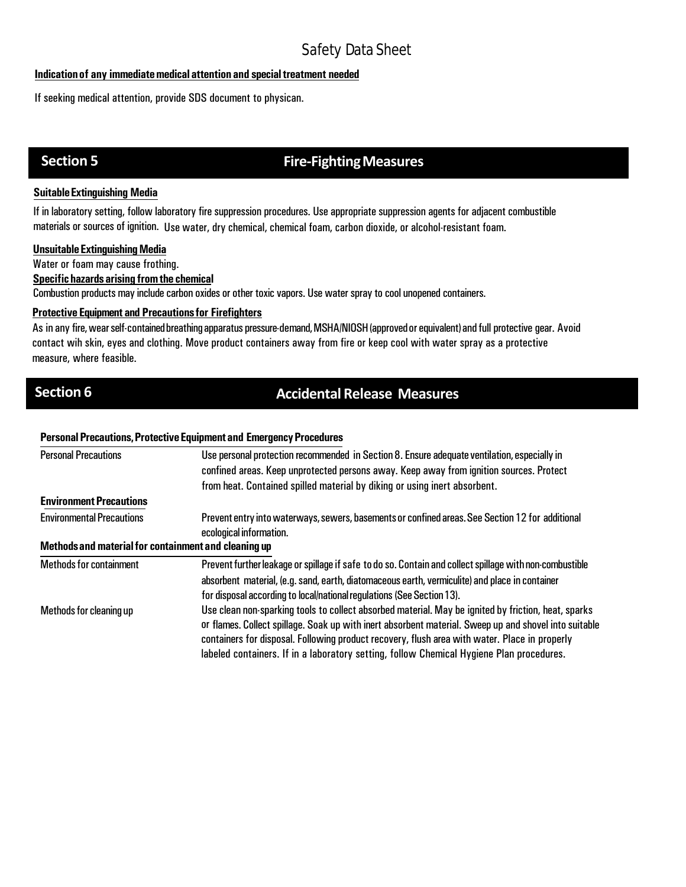**Indication of any immediate medical attention and special treatment needed**

If seeking medical attention, provide SDS document to physican.

## Section 5 Fire-Fighting Measures

**Suitable Extinguishing Media**

If in laboratory setting, follow laboratory fire suppression procedures. Use appropriate suppression agents for adjacent combustible materials or sources of ignition. Use water, dry chemical, chemical foam, carbon dioxide, or alcohol-resistant foam.

**Unsuitable Extinguishing Media**

Water or foam may cause frothing.

**Specific hazards arising from the chemical**

Combustion products may include carbon oxides or other toxic vapors. Use water spray to cool unopened containers.

**Protective Equipment and Precautions for Firefighters**

As in any fire, wear self-contained breathing apparatus pressure-demand, MSHA/NIOSH (approved or equivalent) and full protective gear. Avoid contact wih skin, eyes and clothing. Move product containers away from fire or keep cool with water spray as a protective measure, where feasible.

## Section 6 Accidental Release Measures

**Personal Precautions, Protective Equipment and Emergency Procedures**

| | |
|---|---|
| Personal Precautions | Use personal protection recommended in Section 8. Ensure adequate ventilation, especially in confined areas. Keep unprotected persons away. Keep away from ignition sources. Protect from heat. Contained spilled material by diking or using inert absorbent. |

**Environment Precautions**

| | |
|---|---|
| Environmental Precautions | Prevent entry into waterways, sewers, basements or confined areas. See Section 12 for additional ecological information. |

**Methods and material for containment and cleaning up**

| | |
|---|---|
| Methods for containment | Prevent further leakage or spillage if safe to do so. Contain and collect spillage with non-combustible absorbent material, (e.g. sand, earth, diatomaceous earth, vermiculite) and place in container for disposal according to local/national regulations (See Section 13). |
| Methods for cleaning up | Use clean non-sparking tools to collect absorbed material. May be ignited by friction, heat, sparks or flames. Collect spillage. Soak up with inert absorbent material. Sweep up and shovel into suitable containers for disposal. Following product recovery, flush area with water. Place in properly labeled containers. If in a laboratory setting, follow Chemical Hygiene Plan procedures. |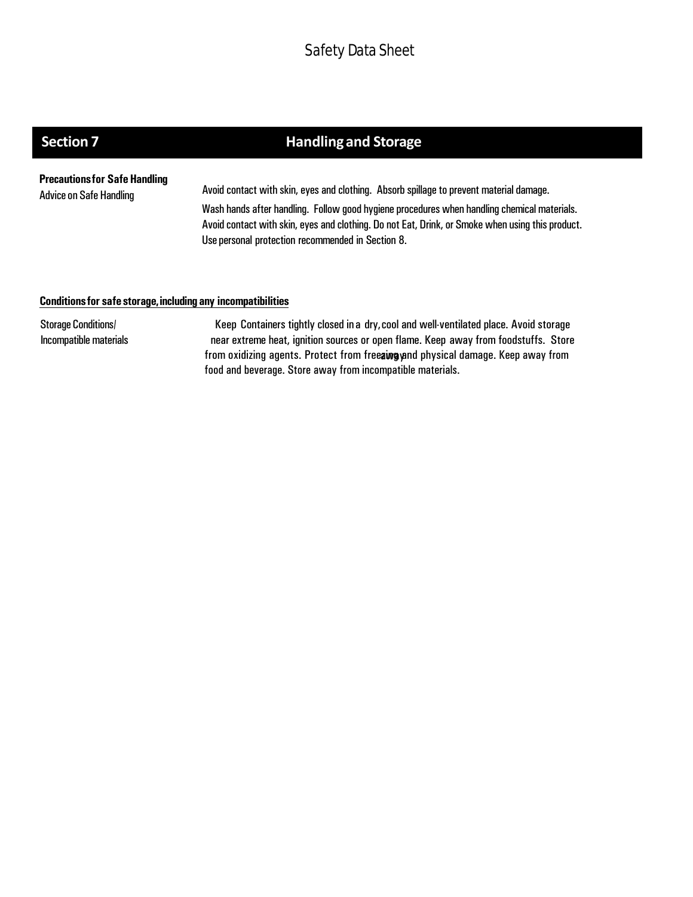## Section 7 Handling and Storage

**Precautions for Safe Handling**

| | |
|---|---|
| Advice on Safe Handling | Avoid contact with skin, eyes and clothing. Absorb spillage to prevent material damage. Wash hands after handling. Follow good hygiene procedures when handling chemical materials. Avoid contact with skin, eyes and clothing. Do not Eat, Drink, or Smoke when using this product. Use personal protection recommended in Section 8. |

**Conditions for safe storage, including any incompatibilities**

| | |
|---|---|
| Storage Conditions/ Incompatible materials | Keep Containers tightly closed in a dry, cool and well-ventilated place. Avoid storage near extreme heat, ignition sources or open flame. Keep away from foodstuffs. Store away from oxidizing agents. Protect from freezing and physical damage. Keep away from food and beverage. Store away from incompatible materials. |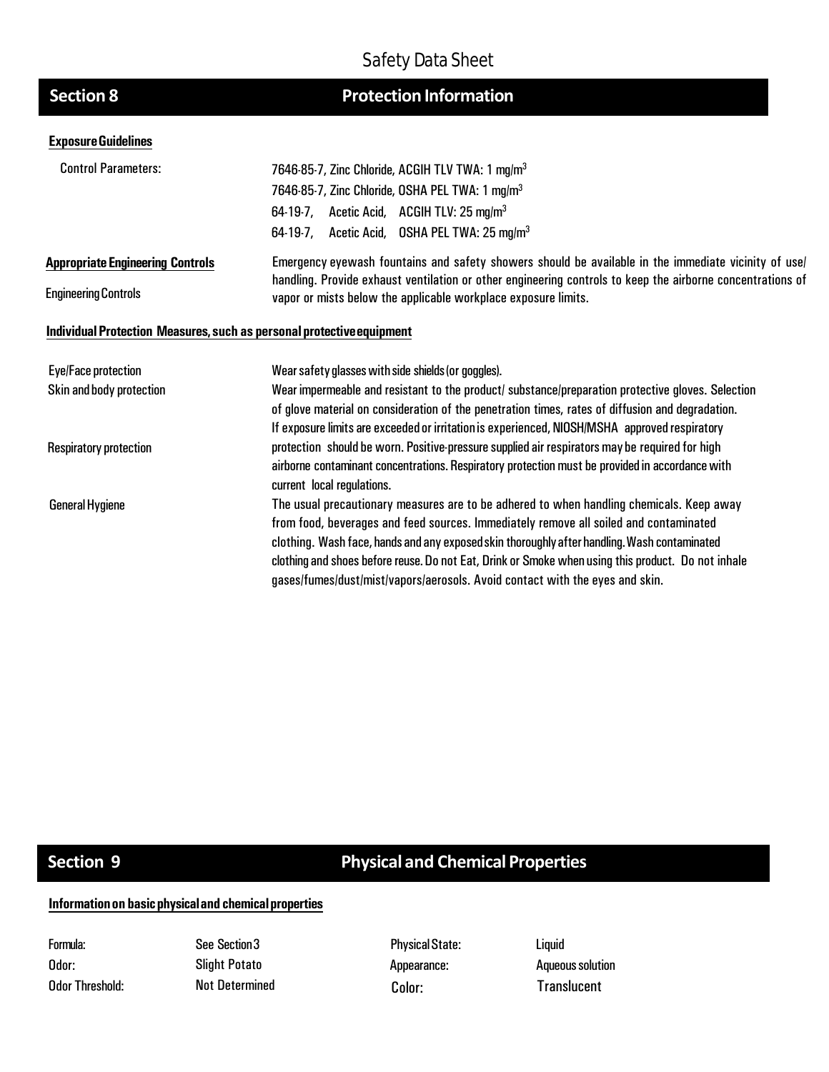Safety Data Sheet

## Section 8 — Protection Information

### Exposure Guidelines

Control Parameters:

7646-85-7, Zinc Chloride, ACGIH TLV TWA: 1 mg/m$^3$
7646-85-7, Zinc Chloride, OSHA PEL TWA: 1 mg/m$^3$
64-19-7, Acetic Acid, ACGIH TLV: 25 mg/m$^3$
64-19-7, Acetic Acid, OSHA PEL TWA: 25 mg/m$^3$

### Appropriate Engineering Controls

Engineering Controls

Emergency eyewash fountains and safety showers should be available in the immediate vicinity of use/ handling. Provide exhaust ventilation or other engineering controls to keep the airborne concentrations of vapor or mists below the applicable workplace exposure limits.

### Individual Protection Measures, such as personal protective equipment

| | |
|---|---|
| Eye/Face protection | Wear safety glasses with side shields (or goggles). |
| Skin and body protection | Wear impermeable and resistant to the product/ substance/preparation protective gloves. Selection of glove material on consideration of the penetration times, rates of diffusion and degradation. |
| Respiratory protection | If exposure limits are exceeded or irritation is experienced, NIOSH/MSHA approved respiratory protection should be worn. Positive-pressure supplied air respirators may be required for high airborne contaminant concentrations. Respiratory protection must be provided in accordance with current local regulations. |
| General Hygiene | The usual precautionary measures are to be adhered to when handling chemicals. Keep away from food, beverages and feed sources. Immediately remove all soiled and contaminated clothing. Wash face, hands and any exposed skin thoroughly after handling. Wash contaminated clothing and shoes before reuse. Do not Eat, Drink or Smoke when using this product. Do not inhale gases/fumes/dust/mist/vapors/aerosols. Avoid contact with the eyes and skin. |

## Section 9 — Physical and Chemical Properties

### Information on basic physical and chemical properties

| | | | |
|---|---|---|---|
| Formula: | See Section 3 | Physical State: | Liquid |
| Odor: | Slight Potato | Appearance: | Aqueous solution |
| Odor Threshold: | Not Determined | Color: | Translucent |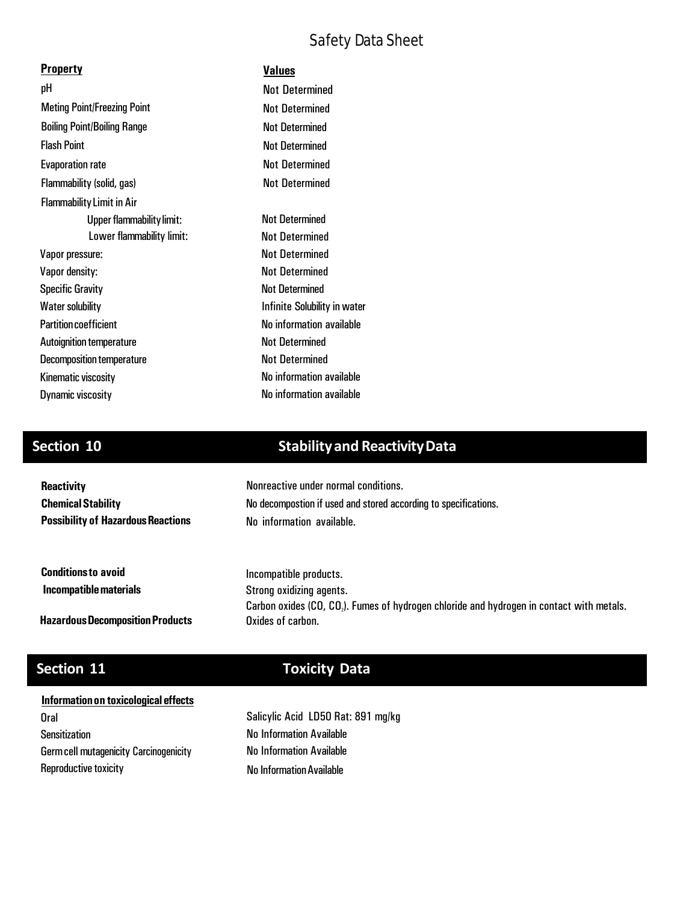| **Property** | **Values** |
| --- | --- |
| pH | Not Determined |
| Meting Point/Freezing Point | Not Determined |
| Boiling Point/Boiling Range | Not Determined |
| Flash Point | Not Determined |
| Evaporation rate | Not Determined |
| Flammability (solid, gas) | Not Determined |
| Flammability Limit in Air | |
| Upper flammability limit: | Not Determined |
| Lower flammability limit: | Not Determined |
| Vapor pressure: | Not Determined |
| Vapor density: | Not Determined |
| Specific Gravity | Not Determined |
| Water solubility | Infinite Solubility in water |
| Partition coefficient | No information available |
| Autoignition temperature | Not Determined |
| Decomposition temperature | Not Determined |
| Kinematic viscosity | No information available |
| Dynamic viscosity | No information available |

## Section 10 Stability and Reactivity Data

| | |
| --- | --- |
| **Reactivity** | Nonreactive under normal conditions. |
| **Chemical Stability** | No decompostion if used and stored according to specifications. |
| **Possibility of Hazardous Reactions** | No information available. |
| **Conditions to avoid** | Incompatible products. |
| **Incompatible materials** | Strong oxidizing agents. |
| **Hazardous Decomposition Products** | Carbon oxides (CO, $CO_2$). Fumes of hydrogen chloride and hydrogen in contact with metals. Oxides of carbon. |

## Section 11 Toxicity Data

**Information on toxicological effects**

| | |
| --- | --- |
| Oral | Salicylic Acid LD50 Rat: 891 mg/kg |
| Sensitization | No Information Available |
| Germ cell mutagenicity Carcinogenicity | No Information Available |
| Reproductive toxicity | No Information Available |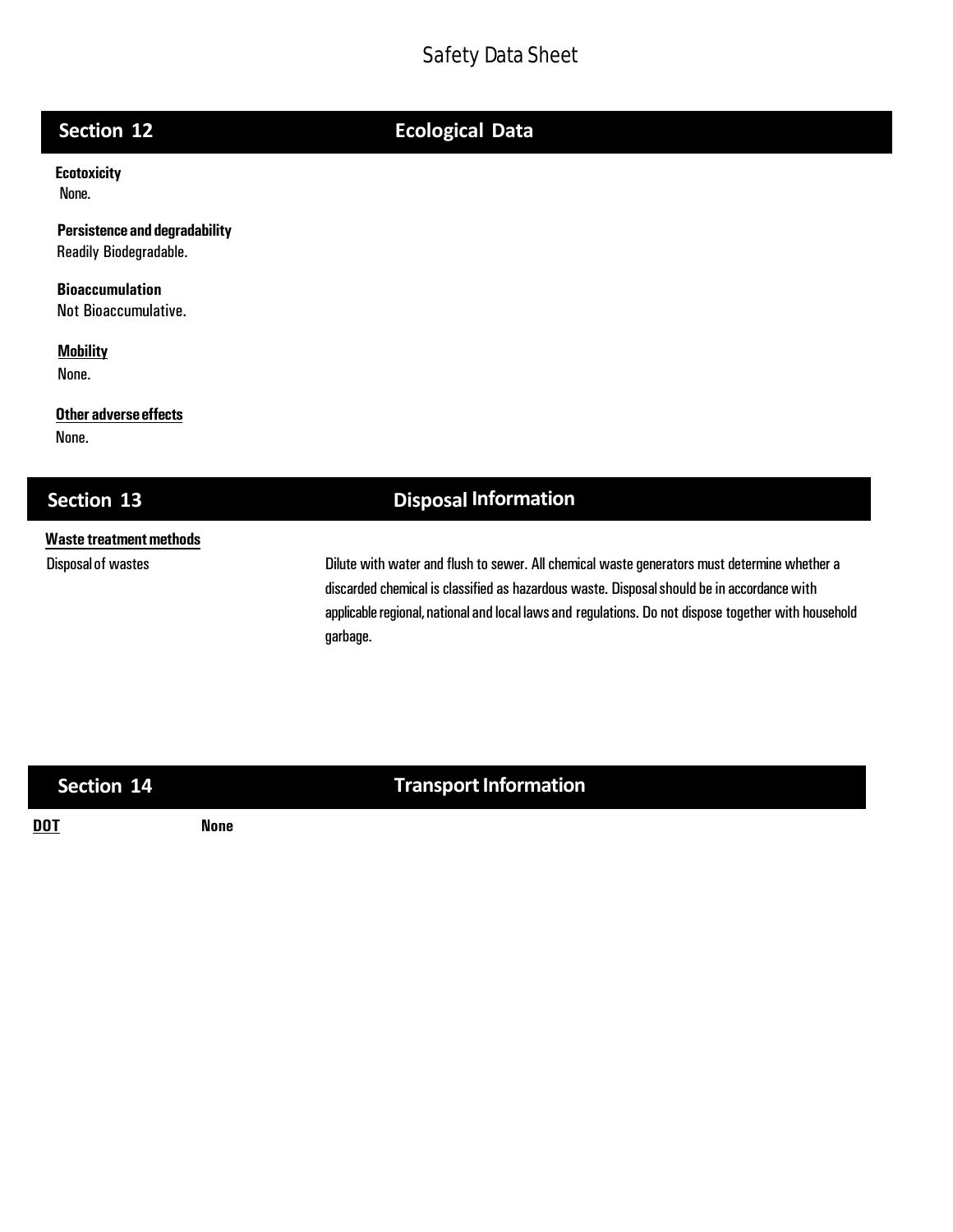## Section 12 Ecological Data

**Ecotoxicity**

None.

**Persistence and degradability**

Readily Biodegradable.

**Bioaccumulation**

Not Bioaccumulative.

**Mobility**

None.

**Other adverse effects**

None.

## Section 13 Disposal Information

**Waste treatment methods**

| Disposal of wastes | Dilute with water and flush to sewer. All chemical waste generators must determine whether a discarded chemical is classified as hazardous waste. Disposal should be in accordance with applicable regional, national and local laws and regulations. Do not dispose together with household garbage. |
| --- | --- |

## Section 14 Transport Information

**DOT** **None**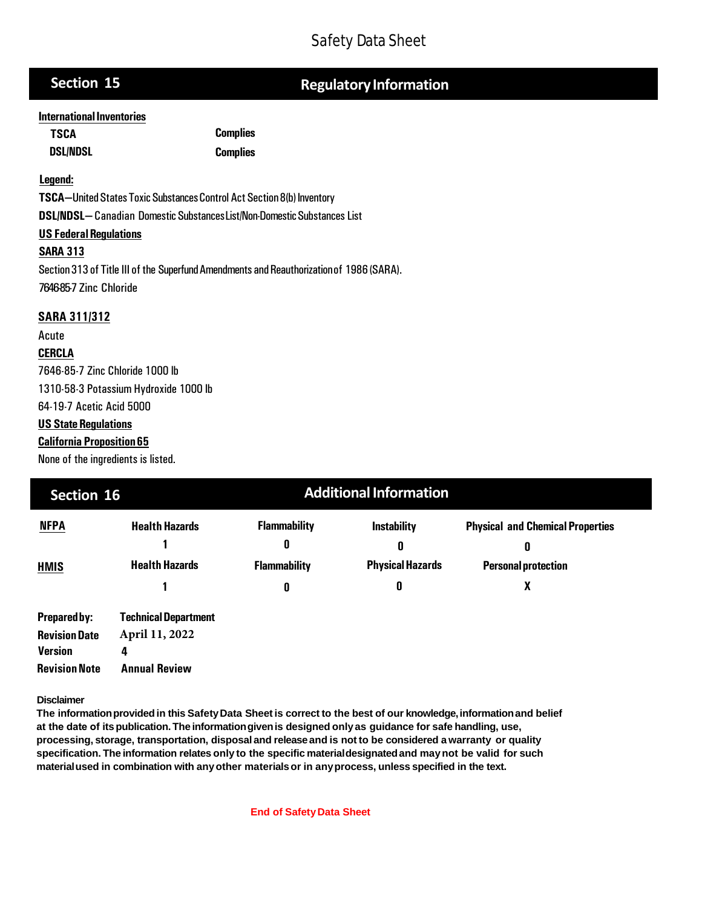## Section 15 — Regulatory Information

**International Inventories**

| | |
|---|---|
| **TSCA** | **Complies** |
| **DSL/NDSL** | **Complies** |

**Legend:**

**TSCA**—United States Toxic Substances Control Act Section 8(b) Inventory

**DSL/NDSL**— Canadian Domestic Substances List/Non-Domestic Substances List

**US Federal Regulations**

**SARA 313**

Section 313 of Title III of the Superfund Amendments and Reauthorization of 1986 (SARA).

7646-85-7 Zinc Chloride

**SARA 311/312**

Acute

**CERCLA**

7646-85-7 Zinc Chloride 1000 lb

1310-58-3 Potassium Hydroxide 1000 lb

64-19-7 Acetic Acid 5000

**US State Regulations**

**California Proposition 65**

None of the ingredients is listed.

## Section 16 — Additional Information

| **NFPA** | **Health Hazards** | **Flammability** | **Instability** | **Physical and Chemical Properties** |
|---|---|---|---|---|
| | 1 | 0 | 0 | 0 |
| **HMIS** | **Health Hazards** | **Flammability** | **Physical Hazards** | **Personal protection** |
| | 1 | 0 | 0 | X |

| | |
|---|---|
| **Prepared by:** | **Technical Department** |
| **Revision Date** | **April 11, 2022** |
| **Version** | **4** |
| **Revision Note** | **Annual Review** |

**Disclaimer**

**The information provided in this Safety Data Sheet is correct to the best of our knowledge, information and belief at the date of its publication. The information given is designed only as guidance for safe handling, use, processing, storage, transportation, disposal and release and is not to be considered a warranty or quality specification. The information relates only to the specific material designated and may not be valid for such material used in combination with any other materials or in any process, unless specified in the text.**

**End of Safety Data Sheet**